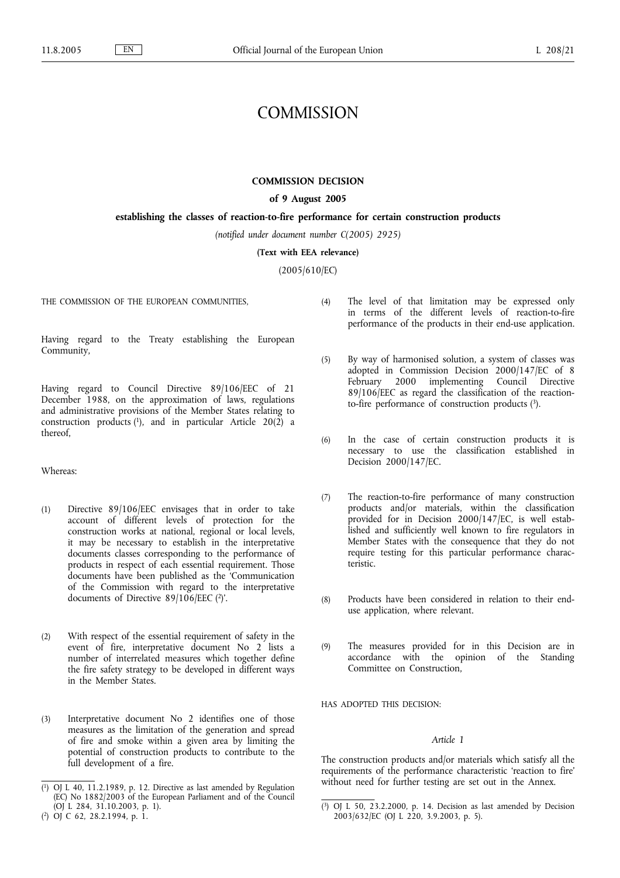# COMMISSION

## COMMISSION DECISION

### of 9 August 2005

### establishing the classes of reaction-to-fire performance for certain construction products

*(notified under document number C(2005) 2925)*

**(Text with EEA relevance)**

(2005/610/EC)

THE COMMISSION OF THE EUROPEAN COMMUNITIES,

Having regard to the Treaty establishing the European Community,

Having regard to Council Directive 89/106/EEC of 21 December 1988, on the approximation of laws, regulations and administrative provisions of the Member States relating to construction products [1], and in particular Article 20(2) a thereof,

Whereas:

(1) Directive 89/106/EEC envisages that in order to take account of different levels of protection for the construction works at national, regional or local levels, it may be necessary to establish in the interpretative documents classes corresponding to the performance of products in respect of each essential requirement. Those documents have been published as the 'Communication of the Commission with regard to the interpretative documents of Directive 89/106/EEC [2]'.

(2) With respect of the essential requirement of safety in the event of fire, interpretative document No 2 lists a number of interrelated measures which together define the fire safety strategy to be developed in different ways in the Member States.

(3) Interpretative document No 2 identifies one of those measures as the limitation of the generation and spread of fire and smoke within a given area by limiting the potential of construction products to contribute to the full development of a fire.

(4) The level of that limitation may be expressed only in terms of the different levels of reaction-to-fire performance of the products in their end-use application.

(5) By way of harmonised solution, a system of classes was adopted in Commission Decision 2000/147/EC of 8 February 2000 implementing Council Directive 89/106/EEC as regard the classification of the reaction-to-fire performance of construction products [3].

(6) In the case of certain construction products it is necessary to use the classification established in Decision 2000/147/EC.

(7) The reaction-to-fire performance of many construction products and/or materials, within the classification provided for in Decision 2000/147/EC, is well established and sufficiently well known to fire regulators in Member States with the consequence that they do not require testing for this particular performance characteristic.

(8) Products have been considered in relation to their end-use application, where relevant.

(9) The measures provided for in this Decision are in accordance with the opinion of the Standing Committee on Construction,

HAS ADOPTED THIS DECISION:

*Article 1*

The construction products and/or materials which satisfy all the requirements of the performance characteristic 'reaction to fire' without need for further testing are set out in the Annex.

---

[1] OJ L 40, 11.2.1989, p. 12. Directive as last amended by Regulation (EC) No 1882/2003 of the European Parliament and of the Council (OJ L 284, 31.10.2003, p. 1).

[2] OJ C 62, 28.2.1994, p. 1.

[3] OJ L 50, 23.2.2000, p. 14. Decision as last amended by Decision 2003/632/EC (OJ L 220, 3.9.2003, p. 5).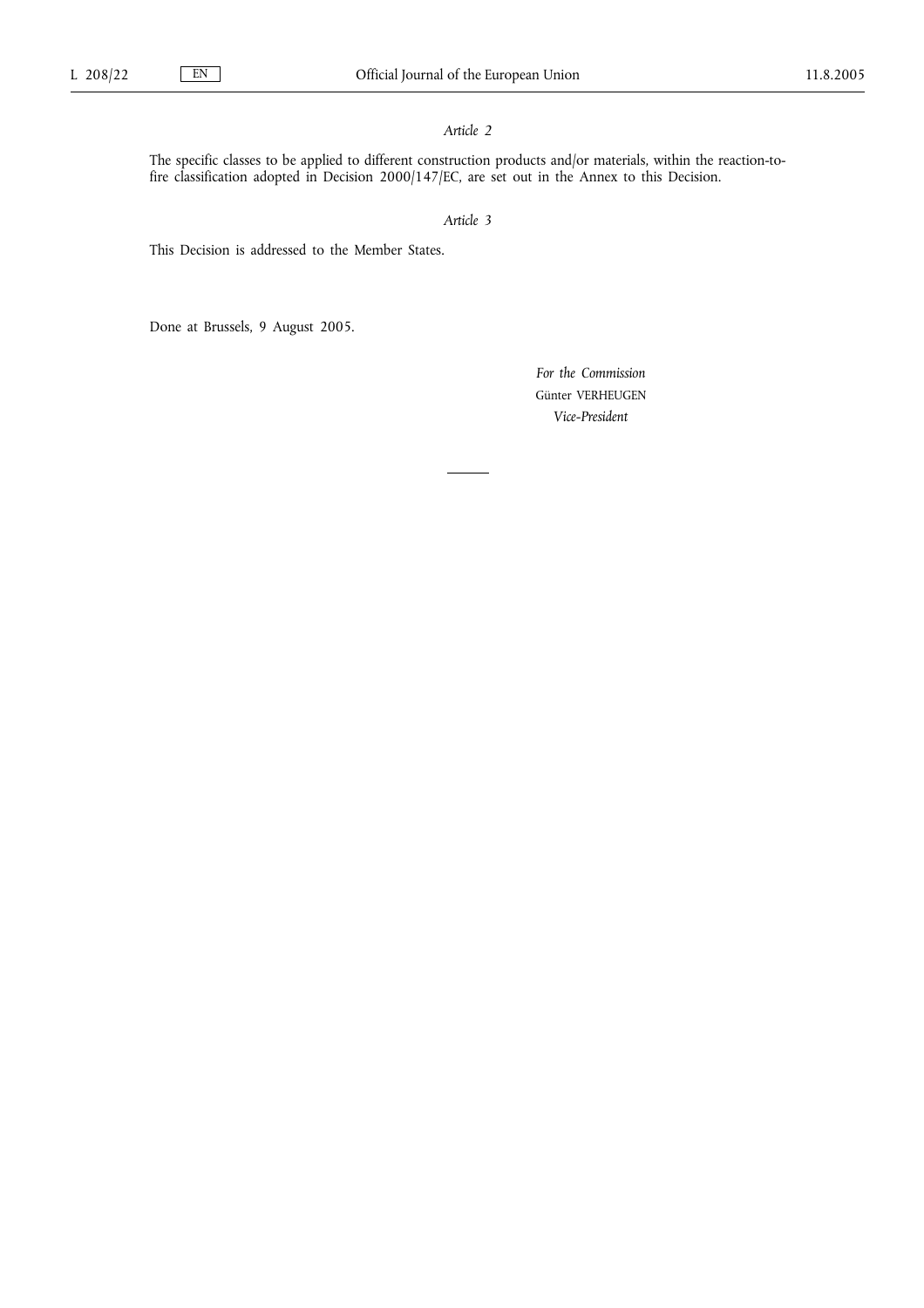*Article 2*

The specific classes to be applied to different construction products and/or materials, within the reaction-to-fire classification adopted in Decision 2000/147/EC, are set out in the Annex to this Decision.

*Article 3*

This Decision is addressed to the Member States.

Done at Brussels, 9 August 2005.

*For the Commission*

Günter VERHEUGEN

*Vice-President*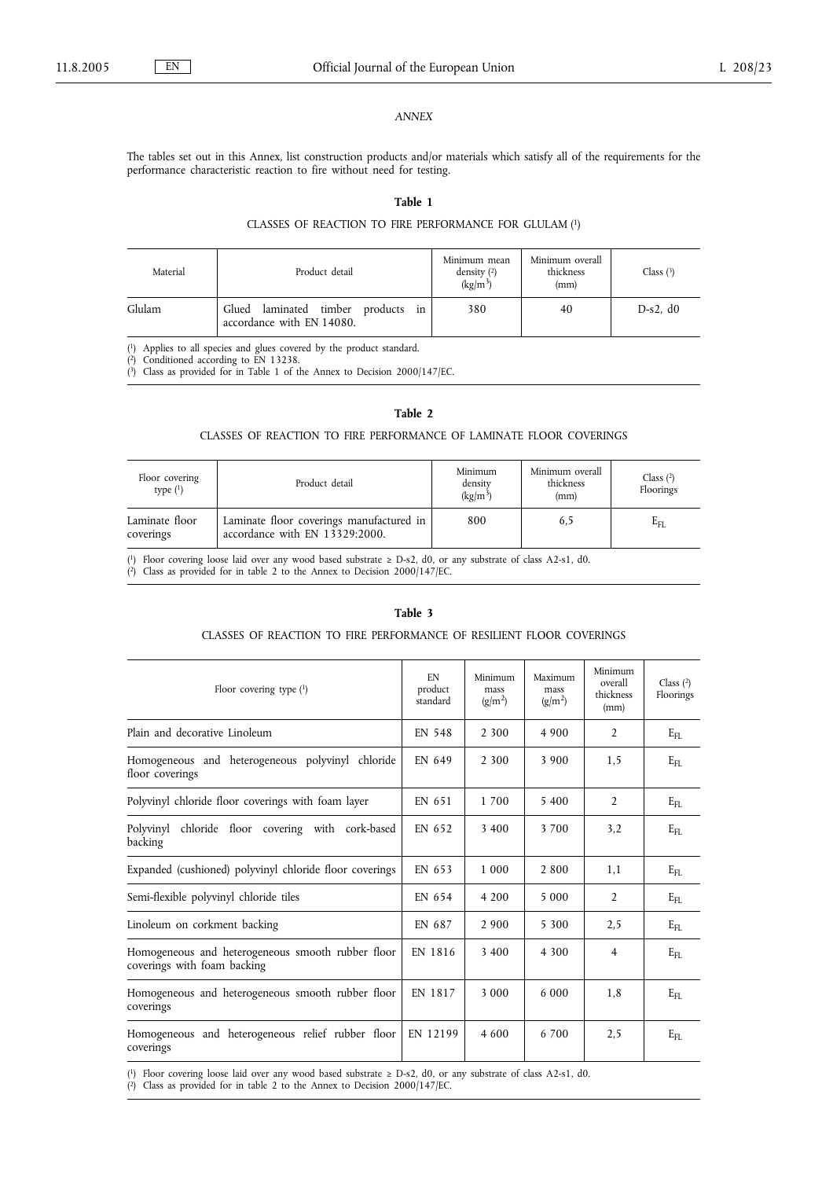*ANNEX*

The tables set out in this Annex, list construction products and/or materials which satisfy all of the requirements for the performance characteristic reaction to fire without need for testing.

**Table 1**

CLASSES OF REACTION TO FIRE PERFORMANCE FOR GLULAM [1]

| Material | Product detail | Minimum mean density [2] ($kg/m^3$) | Minimum overall thickness (mm) | Class [3] |
|---|---|---|---|---|
| Glulam | Glued laminated timber products in accordance with EN 14080. | 380 | 40 | D-s2, d0 |

[1] Applies to all species and glues covered by the product standard.
[2] Conditioned according to EN 13238.
[3] Class as provided for in Table 1 of the Annex to Decision 2000/147/EC.

**Table 2**

CLASSES OF REACTION TO FIRE PERFORMANCE OF LAMINATE FLOOR COVERINGS

| Floor covering type [1] | Product detail | Minimum density ($kg/m^3$) | Minimum overall thickness (mm) | Class [2] Floorings |
|---|---|---|---|---|
| Laminate floor coverings | Laminate floor coverings manufactured in accordance with EN 13329:2000. | 800 | 6,5 | $E_{FL}$ |

[1] Floor covering loose laid over any wood based substrate ≥ D-s2, d0, or any substrate of class A2-s1, d0.
[2] Class as provided for in table 2 to the Annex to Decision 2000/147/EC.

**Table 3**

CLASSES OF REACTION TO FIRE PERFORMANCE OF RESILIENT FLOOR COVERINGS

| Floor covering type [1] | EN product standard | Minimum mass ($g/m^2$) | Maximum mass ($g/m^2$) | Minimum overall thickness (mm) | Class [2] Floorings |
|---|---|---|---|---|---|
| Plain and decorative Linoleum | EN 548 | 2 300 | 4 900 | 2 | $E_{FL}$ |
| Homogeneous and heterogeneous polyvinyl chloride floor coverings | EN 649 | 2 300 | 3 900 | 1,5 | $E_{FL}$ |
| Polyvinyl chloride floor coverings with foam layer | EN 651 | 1 700 | 5 400 | 2 | $E_{FL}$ |
| Polyvinyl chloride floor covering with cork-based backing | EN 652 | 3 400 | 3 700 | 3,2 | $E_{FL}$ |
| Expanded (cushioned) polyvinyl chloride floor coverings | EN 653 | 1 000 | 2 800 | 1,1 | $E_{FL}$ |
| Semi-flexible polyvinyl chloride tiles | EN 654 | 4 200 | 5 000 | 2 | $E_{FL}$ |
| Linoleum on corkment backing | EN 687 | 2 900 | 5 300 | 2,5 | $E_{FL}$ |
| Homogeneous and heterogeneous smooth rubber floor coverings with foam backing | EN 1816 | 3 400 | 4 300 | 4 | $E_{FL}$ |
| Homogeneous and heterogeneous smooth rubber floor coverings | EN 1817 | 3 000 | 6 000 | 1,8 | $E_{FL}$ |
| Homogeneous and heterogeneous relief rubber floor coverings | EN 12199 | 4 600 | 6 700 | 2,5 | $E_{FL}$ |

[1] Floor covering loose laid over any wood based substrate ≥ D-s2, d0, or any substrate of class A2-s1, d0.
[2] Class as provided for in table 2 to the Annex to Decision 2000/147/EC.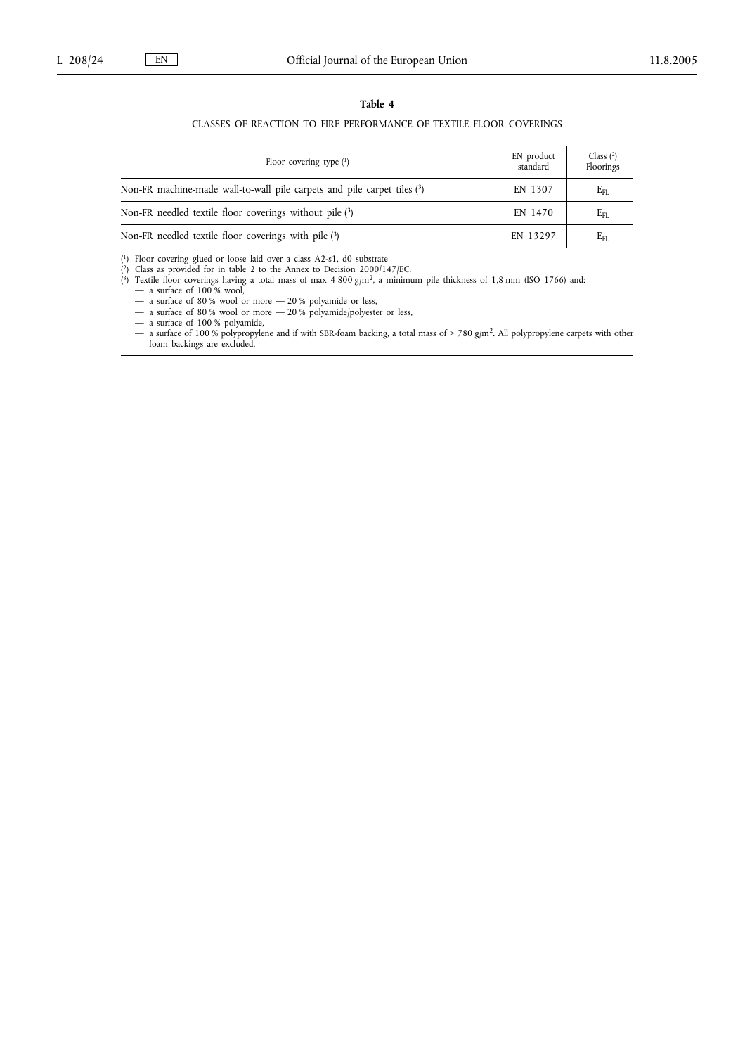**Table 4**

CLASSES OF REACTION TO FIRE PERFORMANCE OF TEXTILE FLOOR COVERINGS

| Floor covering type [1] | EN product standard | Class [2] Floorings |
|---|---|---|
| Non-FR machine-made wall-to-wall pile carpets and pile carpet tiles [3] | EN 1307 | $E_{FL}$ |
| Non-FR needled textile floor coverings without pile [3] | EN 1470 | $E_{FL}$ |
| Non-FR needled textile floor coverings with pile [3] | EN 13297 | $E_{FL}$ |

[1] Floor covering glued or loose laid over a class A2-s1, d0 substrate

[2] Class as provided for in table 2 to the Annex to Decision 2000/147/EC.

[3] Textile floor coverings having a total mass of max 4 800 g/m$^2$, a minimum pile thickness of 1,8 mm (ISO 1766) and:

- — a surface of 100 % wool,
- — a surface of 80 % wool or more — 20 % polyamide or less,
- — a surface of 80 % wool or more — 20 % polyamide/polyester or less,
- — a surface of 100 % polyamide,
- — a surface of 100 % polypropylene and if with SBR-foam backing, a total mass of > 780 g/m$^2$. All polypropylene carpets with other foam backings are excluded.